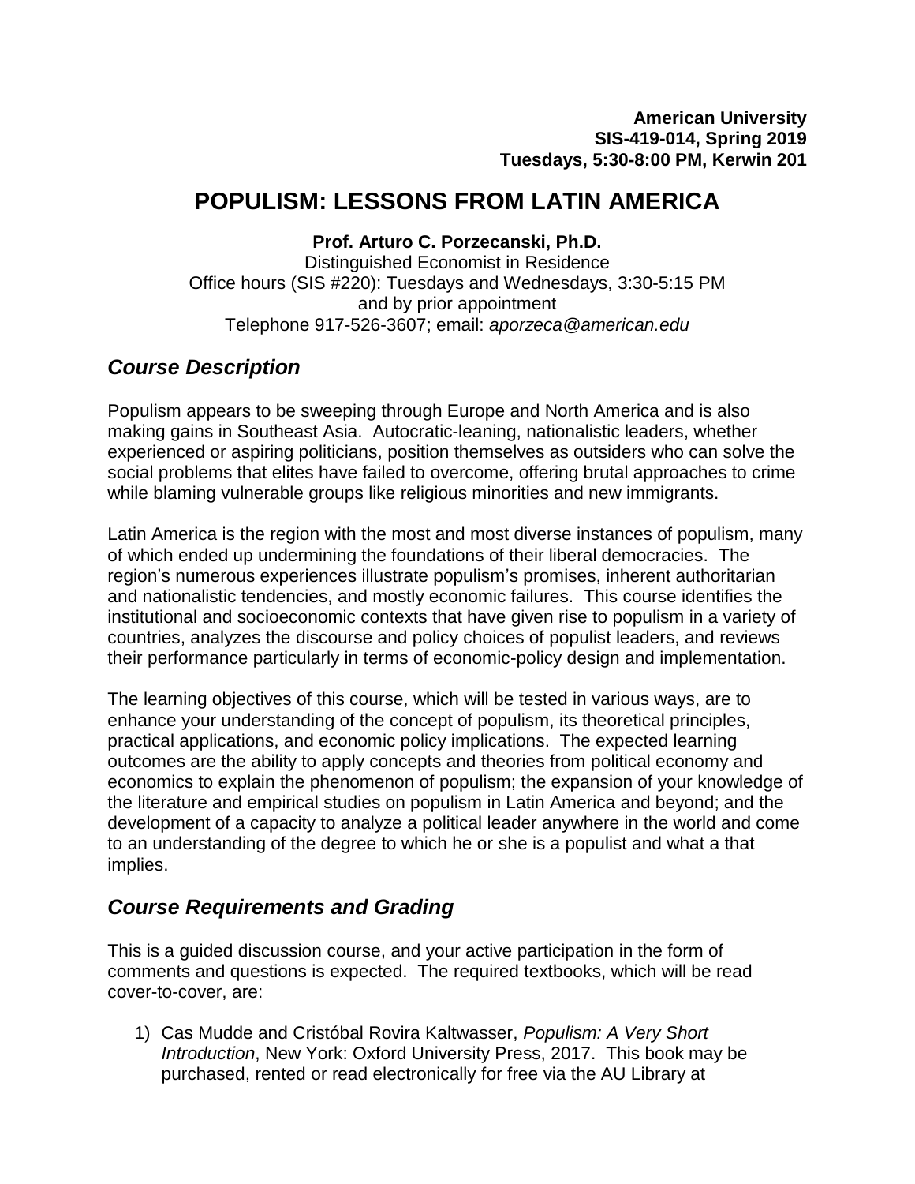**American University**
**SIS-419-014, Spring 2019**
**Tuesdays, 5:30-8:00 PM, Kerwin 201**

# POPULISM: LESSONS FROM LATIN AMERICA

**Prof. Arturo C. Porzecanski, Ph.D.**
Distinguished Economist in Residence
Office hours (SIS #220): Tuesdays and Wednesdays, 3:30-5:15 PM
and by prior appointment
Telephone 917-526-3607; email: *aporzeca@american.edu*

## *Course Description*

Populism appears to be sweeping through Europe and North America and is also making gains in Southeast Asia. Autocratic-leaning, nationalistic leaders, whether experienced or aspiring politicians, position themselves as outsiders who can solve the social problems that elites have failed to overcome, offering brutal approaches to crime while blaming vulnerable groups like religious minorities and new immigrants.

Latin America is the region with the most and most diverse instances of populism, many of which ended up undermining the foundations of their liberal democracies. The region's numerous experiences illustrate populism's promises, inherent authoritarian and nationalistic tendencies, and mostly economic failures. This course identifies the institutional and socioeconomic contexts that have given rise to populism in a variety of countries, analyzes the discourse and policy choices of populist leaders, and reviews their performance particularly in terms of economic-policy design and implementation.

The learning objectives of this course, which will be tested in various ways, are to enhance your understanding of the concept of populism, its theoretical principles, practical applications, and economic policy implications. The expected learning outcomes are the ability to apply concepts and theories from political economy and economics to explain the phenomenon of populism; the expansion of your knowledge of the literature and empirical studies on populism in Latin America and beyond; and the development of a capacity to analyze a political leader anywhere in the world and come to an understanding of the degree to which he or she is a populist and what a that implies.

## *Course Requirements and Grading*

This is a guided discussion course, and your active participation in the form of comments and questions is expected. The required textbooks, which will be read cover-to-cover, are:

1) Cas Mudde and Cristóbal Rovira Kaltwasser, *Populism: A Very Short Introduction*, New York: Oxford University Press, 2017. This book may be purchased, rented or read electronically for free via the AU Library at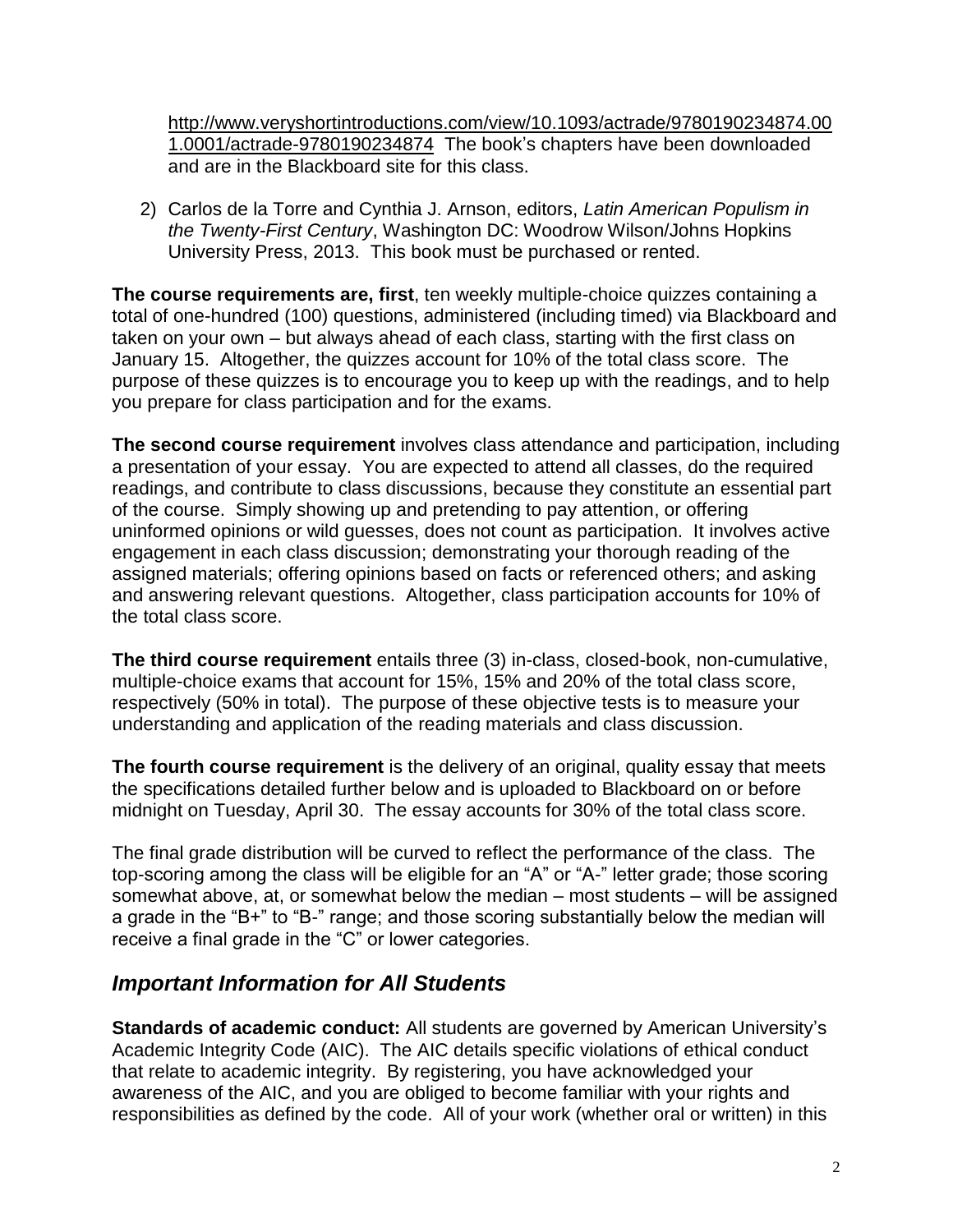http://www.veryshortintroductions.com/view/10.1093/actrade/9780190234874.001.0001/actrade-9780190234874 The book's chapters have been downloaded and are in the Blackboard site for this class.

2) Carlos de la Torre and Cynthia J. Arnson, editors, *Latin American Populism in the Twenty-First Century*, Washington DC: Woodrow Wilson/Johns Hopkins University Press, 2013. This book must be purchased or rented.

**The course requirements are, first**, ten weekly multiple-choice quizzes containing a total of one-hundred (100) questions, administered (including timed) via Blackboard and taken on your own – but always ahead of each class, starting with the first class on January 15. Altogether, the quizzes account for 10% of the total class score. The purpose of these quizzes is to encourage you to keep up with the readings, and to help you prepare for class participation and for the exams.

**The second course requirement** involves class attendance and participation, including a presentation of your essay. You are expected to attend all classes, do the required readings, and contribute to class discussions, because they constitute an essential part of the course. Simply showing up and pretending to pay attention, or offering uninformed opinions or wild guesses, does not count as participation. It involves active engagement in each class discussion; demonstrating your thorough reading of the assigned materials; offering opinions based on facts or referenced others; and asking and answering relevant questions. Altogether, class participation accounts for 10% of the total class score.

**The third course requirement** entails three (3) in-class, closed-book, non-cumulative, multiple-choice exams that account for 15%, 15% and 20% of the total class score, respectively (50% in total). The purpose of these objective tests is to measure your understanding and application of the reading materials and class discussion.

**The fourth course requirement** is the delivery of an original, quality essay that meets the specifications detailed further below and is uploaded to Blackboard on or before midnight on Tuesday, April 30. The essay accounts for 30% of the total class score.

The final grade distribution will be curved to reflect the performance of the class. The top-scoring among the class will be eligible for an "A" or "A-" letter grade; those scoring somewhat above, at, or somewhat below the median – most students – will be assigned a grade in the "B+" to "B-" range; and those scoring substantially below the median will receive a final grade in the "C" or lower categories.

## *Important Information for All Students*

**Standards of academic conduct:** All students are governed by American University's Academic Integrity Code (AIC). The AIC details specific violations of ethical conduct that relate to academic integrity. By registering, you have acknowledged your awareness of the AIC, and you are obliged to become familiar with your rights and responsibilities as defined by the code. All of your work (whether oral or written) in this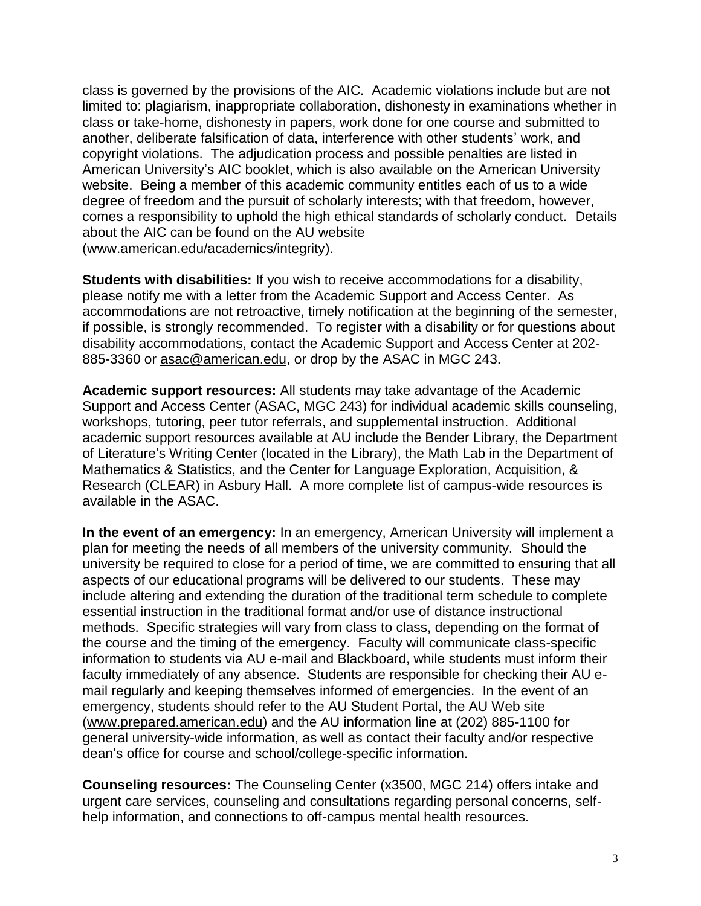class is governed by the provisions of the AIC. Academic violations include but are not limited to: plagiarism, inappropriate collaboration, dishonesty in examinations whether in class or take-home, dishonesty in papers, work done for one course and submitted to another, deliberate falsification of data, interference with other students' work, and copyright violations. The adjudication process and possible penalties are listed in American University's AIC booklet, which is also available on the American University website. Being a member of this academic community entitles each of us to a wide degree of freedom and the pursuit of scholarly interests; with that freedom, however, comes a responsibility to uphold the high ethical standards of scholarly conduct. Details about the AIC can be found on the AU website (www.american.edu/academics/integrity).

**Students with disabilities:** If you wish to receive accommodations for a disability, please notify me with a letter from the Academic Support and Access Center. As accommodations are not retroactive, timely notification at the beginning of the semester, if possible, is strongly recommended. To register with a disability or for questions about disability accommodations, contact the Academic Support and Access Center at 202-885-3360 or asac@american.edu, or drop by the ASAC in MGC 243.

**Academic support resources:** All students may take advantage of the Academic Support and Access Center (ASAC, MGC 243) for individual academic skills counseling, workshops, tutoring, peer tutor referrals, and supplemental instruction. Additional academic support resources available at AU include the Bender Library, the Department of Literature's Writing Center (located in the Library), the Math Lab in the Department of Mathematics & Statistics, and the Center for Language Exploration, Acquisition, & Research (CLEAR) in Asbury Hall. A more complete list of campus-wide resources is available in the ASAC.

**In the event of an emergency:** In an emergency, American University will implement a plan for meeting the needs of all members of the university community. Should the university be required to close for a period of time, we are committed to ensuring that all aspects of our educational programs will be delivered to our students. These may include altering and extending the duration of the traditional term schedule to complete essential instruction in the traditional format and/or use of distance instructional methods. Specific strategies will vary from class to class, depending on the format of the course and the timing of the emergency. Faculty will communicate class-specific information to students via AU e-mail and Blackboard, while students must inform their faculty immediately of any absence. Students are responsible for checking their AU e-mail regularly and keeping themselves informed of emergencies. In the event of an emergency, students should refer to the AU Student Portal, the AU Web site (www.prepared.american.edu) and the AU information line at (202) 885-1100 for general university-wide information, as well as contact their faculty and/or respective dean's office for course and school/college-specific information.

**Counseling resources:** The Counseling Center (x3500, MGC 214) offers intake and urgent care services, counseling and consultations regarding personal concerns, self-help information, and connections to off-campus mental health resources.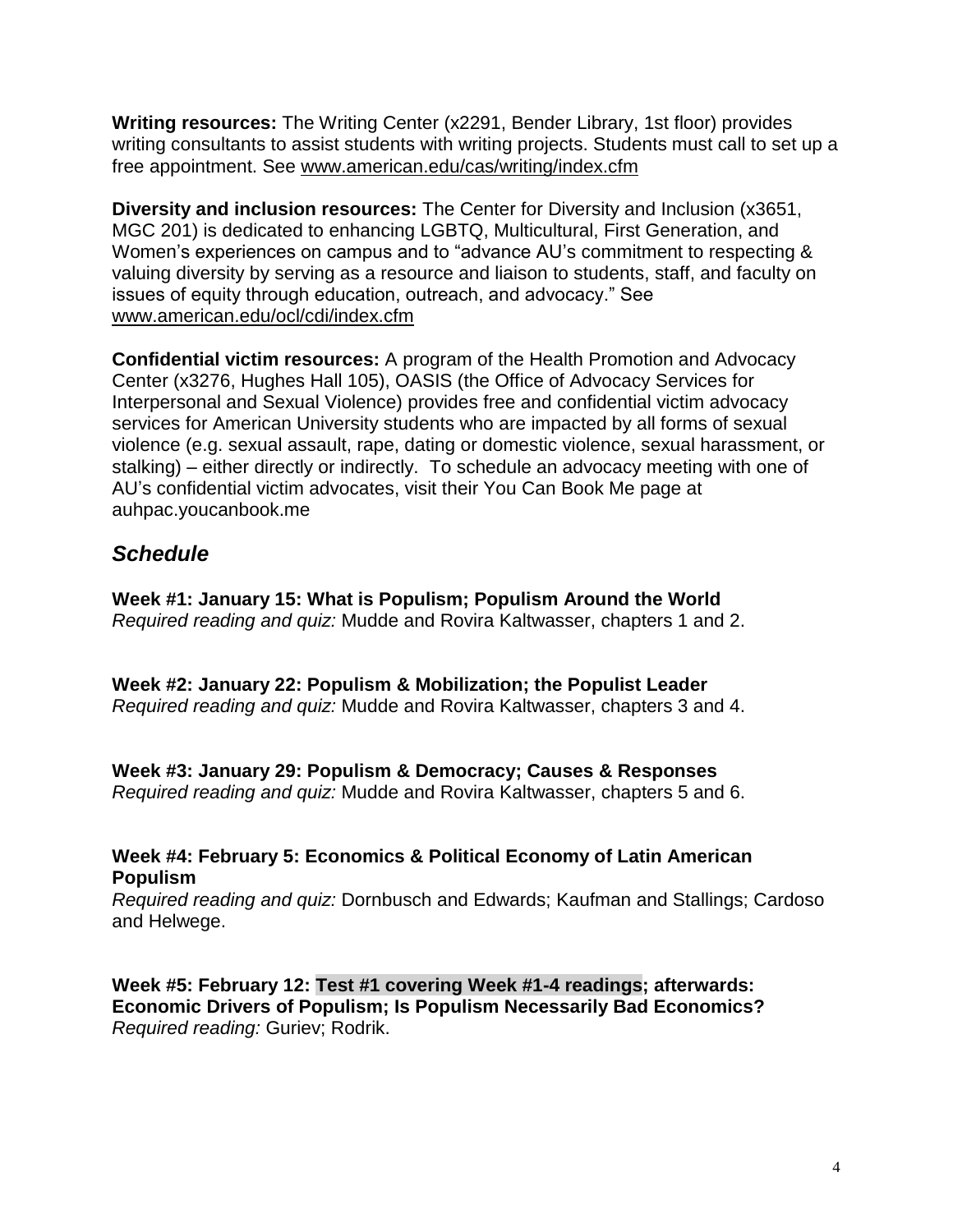**Writing resources:** The Writing Center (x2291, Bender Library, 1st floor) provides writing consultants to assist students with writing projects. Students must call to set up a free appointment. See www.american.edu/cas/writing/index.cfm

**Diversity and inclusion resources:** The Center for Diversity and Inclusion (x3651, MGC 201) is dedicated to enhancing LGBTQ, Multicultural, First Generation, and Women's experiences on campus and to "advance AU's commitment to respecting & valuing diversity by serving as a resource and liaison to students, staff, and faculty on issues of equity through education, outreach, and advocacy." See www.american.edu/ocl/cdi/index.cfm

**Confidential victim resources:** A program of the Health Promotion and Advocacy Center (x3276, Hughes Hall 105), OASIS (the Office of Advocacy Services for Interpersonal and Sexual Violence) provides free and confidential victim advocacy services for American University students who are impacted by all forms of sexual violence (e.g. sexual assault, rape, dating or domestic violence, sexual harassment, or stalking) – either directly or indirectly. To schedule an advocacy meeting with one of AU's confidential victim advocates, visit their You Can Book Me page at auhpac.youcanbook.me

## *Schedule*

**Week #1: January 15: What is Populism; Populism Around the World**
*Required reading and quiz:* Mudde and Rovira Kaltwasser, chapters 1 and 2.

**Week #2: January 22: Populism & Mobilization; the Populist Leader**
*Required reading and quiz:* Mudde and Rovira Kaltwasser, chapters 3 and 4.

**Week #3: January 29: Populism & Democracy; Causes & Responses**
*Required reading and quiz:* Mudde and Rovira Kaltwasser, chapters 5 and 6.

**Week #4: February 5: Economics & Political Economy of Latin American Populism**
*Required reading and quiz:* Dornbusch and Edwards; Kaufman and Stallings; Cardoso and Helwege.

**Week #5: February 12: Test #1 covering Week #1-4 readings; afterwards: Economic Drivers of Populism; Is Populism Necessarily Bad Economics?**
*Required reading:* Guriev; Rodrik.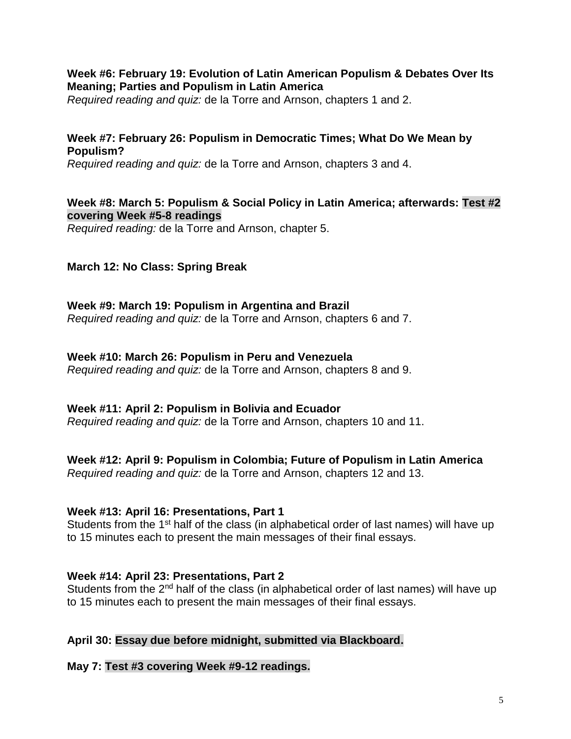**Week #6: February 19: Evolution of Latin American Populism & Debates Over Its Meaning; Parties and Populism in Latin America**
*Required reading and quiz:* de la Torre and Arnson, chapters 1 and 2.

**Week #7: February 26: Populism in Democratic Times; What Do We Mean by Populism?**
*Required reading and quiz:* de la Torre and Arnson, chapters 3 and 4.

**Week #8: March 5: Populism & Social Policy in Latin America; afterwards: Test #2 covering Week #5-8 readings**
*Required reading:* de la Torre and Arnson, chapter 5.

**March 12: No Class: Spring Break**

**Week #9: March 19: Populism in Argentina and Brazil**
*Required reading and quiz:* de la Torre and Arnson, chapters 6 and 7.

**Week #10: March 26: Populism in Peru and Venezuela**
*Required reading and quiz:* de la Torre and Arnson, chapters 8 and 9.

**Week #11: April 2: Populism in Bolivia and Ecuador**
*Required reading and quiz:* de la Torre and Arnson, chapters 10 and 11.

**Week #12: April 9: Populism in Colombia; Future of Populism in Latin America**
*Required reading and quiz:* de la Torre and Arnson, chapters 12 and 13.

**Week #13: April 16: Presentations, Part 1**
Students from the 1st half of the class (in alphabetical order of last names) will have up to 15 minutes each to present the main messages of their final essays.

**Week #14: April 23: Presentations, Part 2**
Students from the 2nd half of the class (in alphabetical order of last names) will have up to 15 minutes each to present the main messages of their final essays.

**April 30: Essay due before midnight, submitted via Blackboard.**

**May 7: Test #3 covering Week #9-12 readings.**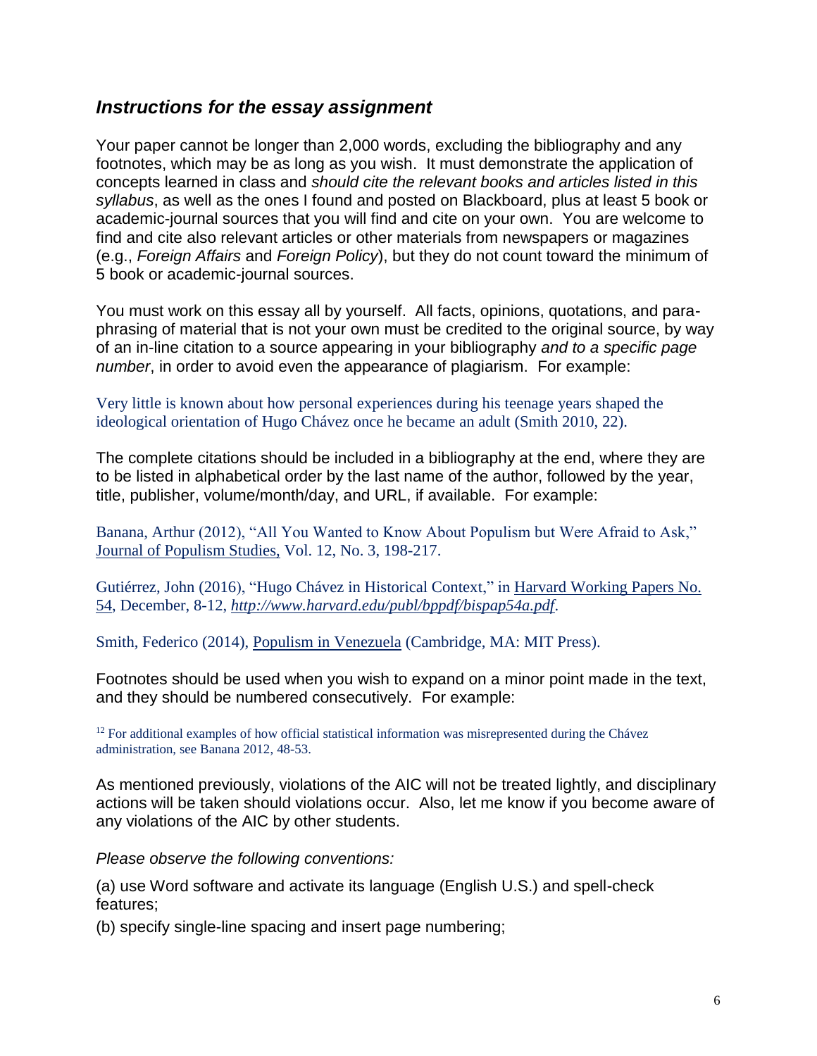## *Instructions for the essay assignment*

Your paper cannot be longer than 2,000 words, excluding the bibliography and any footnotes, which may be as long as you wish. It must demonstrate the application of concepts learned in class and *should cite the relevant books and articles listed in this syllabus*, as well as the ones I found and posted on Blackboard, plus at least 5 book or academic-journal sources that you will find and cite on your own. You are welcome to find and cite also relevant articles or other materials from newspapers or magazines (e.g., *Foreign Affairs* and *Foreign Policy*), but they do not count toward the minimum of 5 book or academic-journal sources.

You must work on this essay all by yourself. All facts, opinions, quotations, and para-phrasing of material that is not your own must be credited to the original source, by way of an in-line citation to a source appearing in your bibliography *and to a specific page number*, in order to avoid even the appearance of plagiarism. For example:

Very little is known about how personal experiences during his teenage years shaped the ideological orientation of Hugo Chávez once he became an adult (Smith 2010, 22).

The complete citations should be included in a bibliography at the end, where they are to be listed in alphabetical order by the last name of the author, followed by the year, title, publisher, volume/month/day, and URL, if available. For example:

Banana, Arthur (2012), "All You Wanted to Know About Populism but Were Afraid to Ask," <u>Journal of Populism Studies,</u> Vol. 12, No. 3, 198-217.

Gutiérrez, John (2016), "Hugo Chávez in Historical Context," in <u>Harvard Working Papers No. 54</u>, December, 8-12, *http://www.harvard.edu/publ/bppdf/bispap54a.pdf*.

Smith, Federico (2014), <u>Populism in Venezuela</u> (Cambridge, MA: MIT Press).

Footnotes should be used when you wish to expand on a minor point made in the text, and they should be numbered consecutively. For example:

[12] For additional examples of how official statistical information was misrepresented during the Chávez administration, see Banana 2012, 48-53.

As mentioned previously, violations of the AIC will not be treated lightly, and disciplinary actions will be taken should violations occur. Also, let me know if you become aware of any violations of the AIC by other students.

*Please observe the following conventions:*

(a) use Word software and activate its language (English U.S.) and spell-check features;

(b) specify single-line spacing and insert page numbering;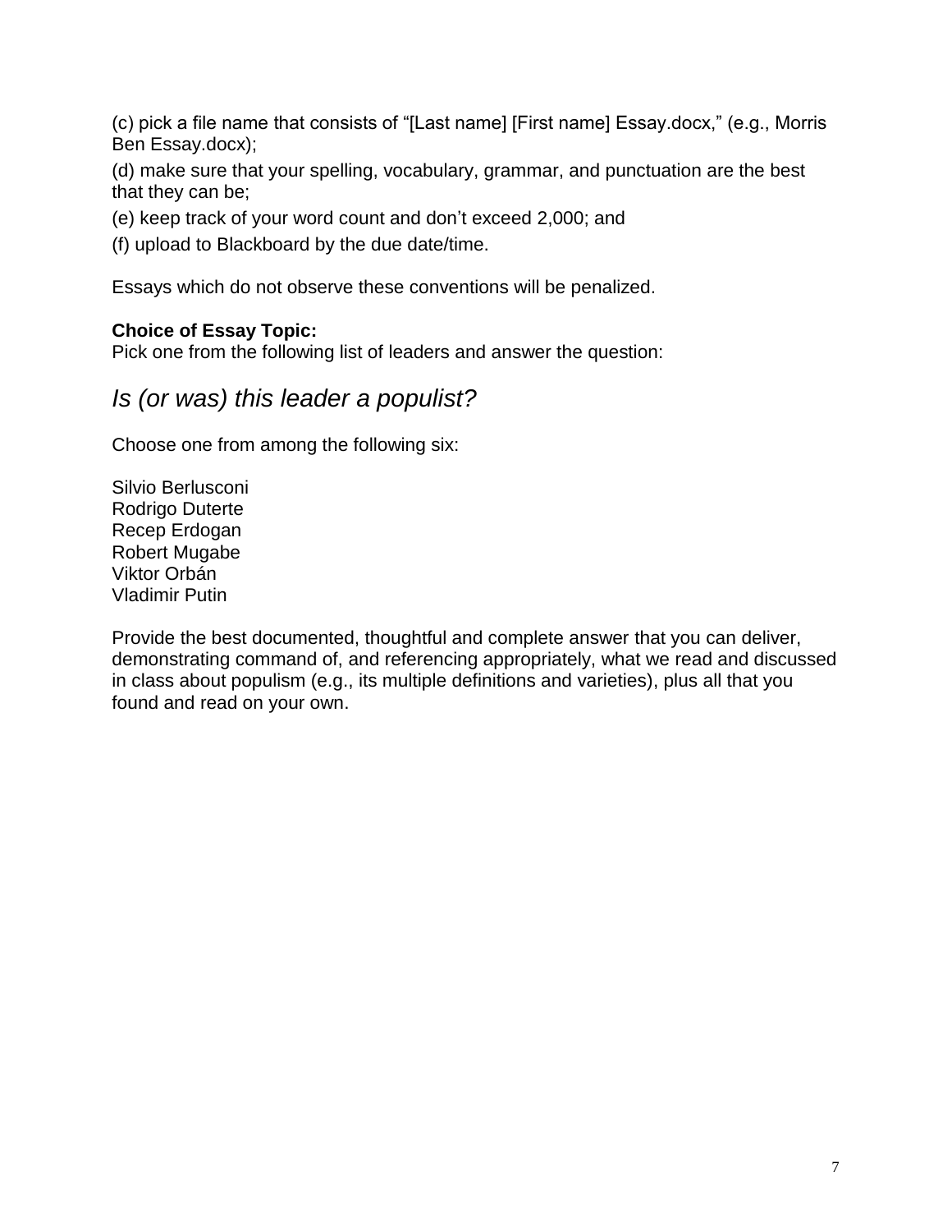(c) pick a file name that consists of "[Last name] [First name] Essay.docx," (e.g., Morris Ben Essay.docx);

(d) make sure that your spelling, vocabulary, grammar, and punctuation are the best that they can be;

(e) keep track of your word count and don't exceed 2,000; and

(f) upload to Blackboard by the due date/time.

Essays which do not observe these conventions will be penalized.

**Choice of Essay Topic:**
Pick one from the following list of leaders and answer the question:

## *Is (or was) this leader a populist?*

Choose one from among the following six:

Silvio Berlusconi
Rodrigo Duterte
Recep Erdogan
Robert Mugabe
Viktor Orbán
Vladimir Putin

Provide the best documented, thoughtful and complete answer that you can deliver, demonstrating command of, and referencing appropriately, what we read and discussed in class about populism (e.g., its multiple definitions and varieties), plus all that you found and read on your own.